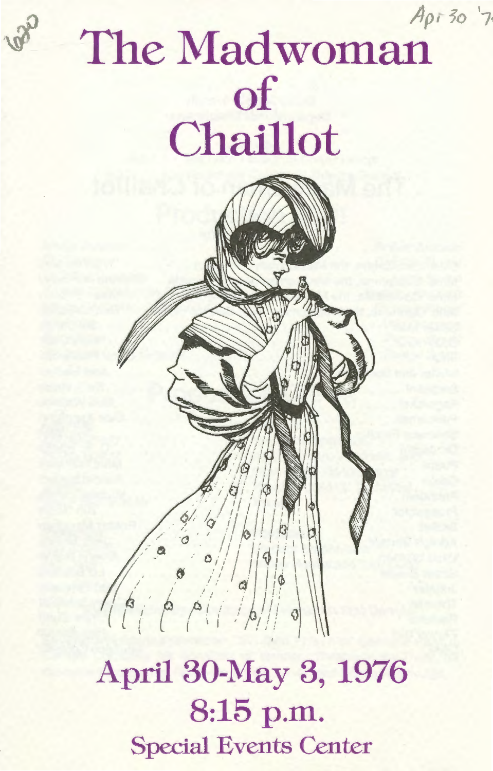Apr 30 '7

# The Madwoman of Chaillot

## April 30-May 3, 1976

## 8:15 p.m.

### Special Events Center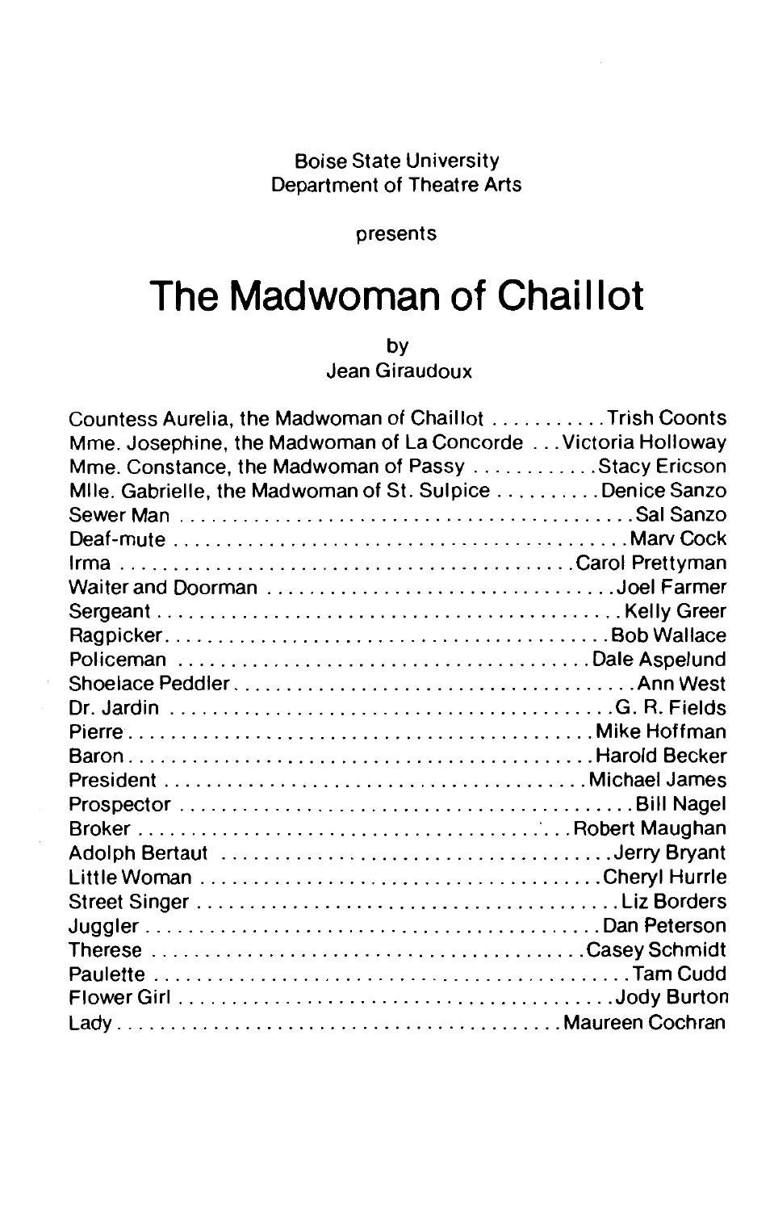Boise State University
Department of Theatre Arts

presents

# The Madwoman of Chaillot

by
Jean Giraudoux

Countess Aurelia, the Madwoman of Chaillot . . . . . . . . . . . Trish Coonts
Mme. Josephine, the Madwoman of La Concorde . . . Victoria Holloway
Mme. Constance, the Madwoman of Passy . . . . . . . . . . . . Stacy Ericson
Mlle. Gabrielle, the Madwoman of St. Sulpice . . . . . . . . . . Denice Sanzo
Sewer Man . . . . . . . . . . . . . . . . . . . . . . . . . . . . . . . . . . . . . . . . . . . Sal Sanzo
Deaf-mute . . . . . . . . . . . . . . . . . . . . . . . . . . . . . . . . . . . . . . . . . . . Marv Cock
Irma . . . . . . . . . . . . . . . . . . . . . . . . . . . . . . . . . . . . . . . . . . . Carol Prettyman
Waiter and Doorman . . . . . . . . . . . . . . . . . . . . . . . . . . . . . . . . . . Joel Farmer
Sergeant . . . . . . . . . . . . . . . . . . . . . . . . . . . . . . . . . . . . . . . . . . . Kelly Greer
Ragpicker . . . . . . . . . . . . . . . . . . . . . . . . . . . . . . . . . . . . . . . . . . Bob Wallace
Policeman . . . . . . . . . . . . . . . . . . . . . . . . . . . . . . . . . . . . . . . . Dale Aspelund
Shoelace Peddler . . . . . . . . . . . . . . . . . . . . . . . . . . . . . . . . . . . . . . . Ann West
Dr. Jardin . . . . . . . . . . . . . . . . . . . . . . . . . . . . . . . . . . . . . . . . . . . G. R. Fields
Pierre . . . . . . . . . . . . . . . . . . . . . . . . . . . . . . . . . . . . . . . . . . . Mike Hoffman
Baron . . . . . . . . . . . . . . . . . . . . . . . . . . . . . . . . . . . . . . . . . . . Harold Becker
President . . . . . . . . . . . . . . . . . . . . . . . . . . . . . . . . . . . . . . . . . Michael James
Prospector . . . . . . . . . . . . . . . . . . . . . . . . . . . . . . . . . . . . . . . . . . . Bill Nagel
Broker . . . . . . . . . . . . . . . . . . . . . . . . . . . . . . . . . . . . . . . . . Robert Maughan
Adolph Bertaut . . . . . . . . . . . . . . . . . . . . . . . . . . . . . . . . . . . . . . Jerry Bryant
Little Woman . . . . . . . . . . . . . . . . . . . . . . . . . . . . . . . . . . . . . . . Cheryl Hurrle
Street Singer . . . . . . . . . . . . . . . . . . . . . . . . . . . . . . . . . . . . . . . . . Liz Borders
Juggler . . . . . . . . . . . . . . . . . . . . . . . . . . . . . . . . . . . . . . . . . . . Dan Peterson
Therese . . . . . . . . . . . . . . . . . . . . . . . . . . . . . . . . . . . . . . . . . . Casey Schmidt
Paulette . . . . . . . . . . . . . . . . . . . . . . . . . . . . . . . . . . . . . . . . . . . . . Tam Cudd
Flower Girl . . . . . . . . . . . . . . . . . . . . . . . . . . . . . . . . . . . . . . . . . . . Jody Burton
Lady . . . . . . . . . . . . . . . . . . . . . . . . . . . . . . . . . . . . . . . . . . . Maureen Cochran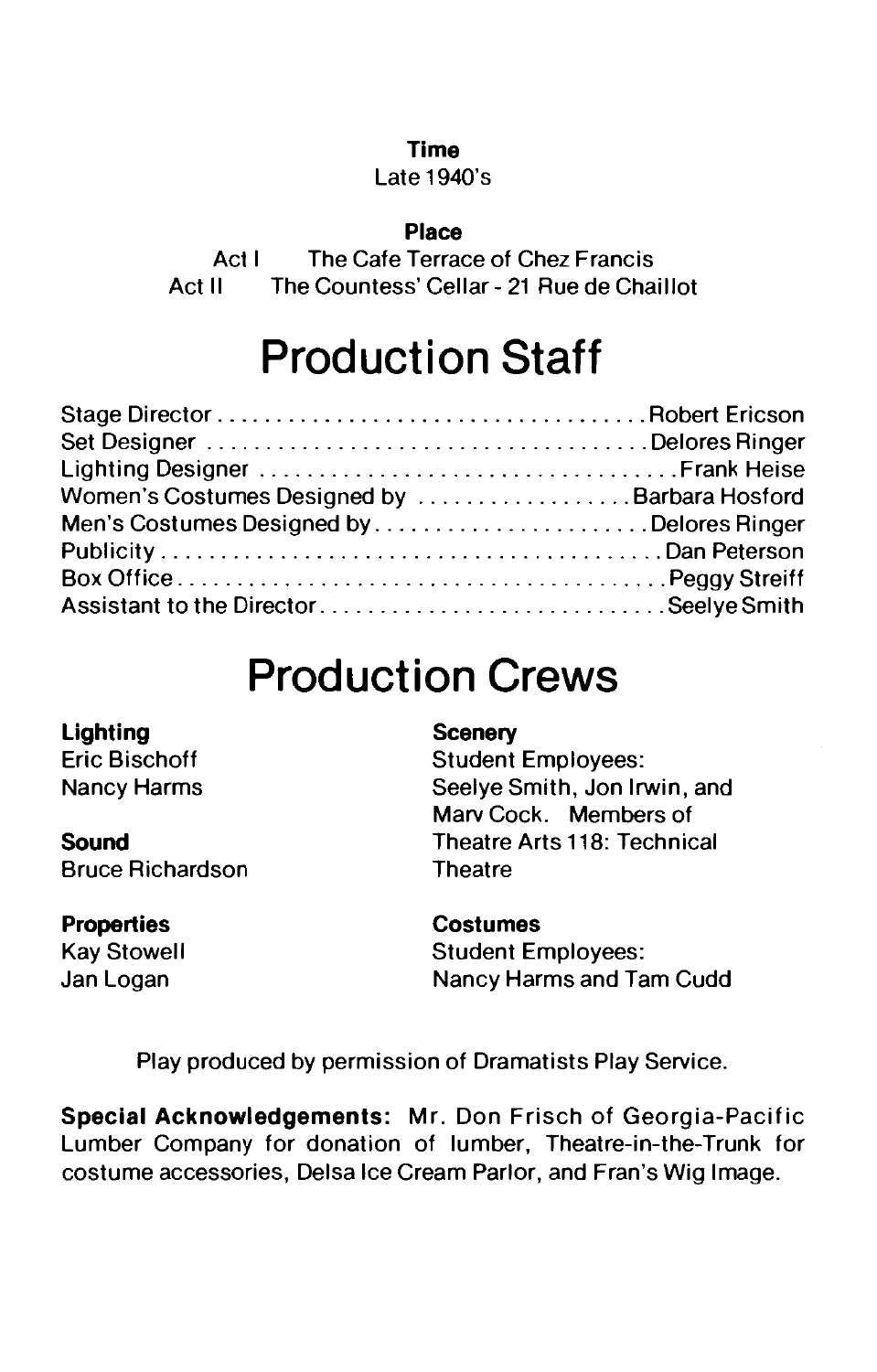**Time**

Late 1940's

**Place**

Act I The Cafe Terrace of Chez Francis
Act II The Countess' Cellar - 21 Rue de Chaillot

# Production Staff

Stage Director .................................... Robert Ericson
Set Designer .................................... Delores Ringer
Lighting Designer .................................... Frank Heise
Women's Costumes Designed by .................... Barbara Hosford
Men's Costumes Designed by .................... Delores Ringer
Publicity .................................... Dan Peterson
Box Office .................................... Peggy Streiff
Assistant to the Director .................................... Seelye Smith

# Production Crews

**Lighting**
Eric Bischoff
Nancy Harms

**Sound**
Bruce Richardson

**Properties**
Kay Stowell
Jan Logan

**Scenery**
Student Employees:
Seelye Smith, Jon Irwin, and Marv Cock. Members of Theatre Arts 118: Technical Theatre

**Costumes**
Student Employees:
Nancy Harms and Tam Cudd

Play produced by permission of Dramatists Play Service.

**Special Acknowledgements:** Mr. Don Frisch of Georgia-Pacific Lumber Company for donation of lumber, Theatre-in-the-Trunk for costume accessories, Delsa Ice Cream Parlor, and Fran's Wig Image.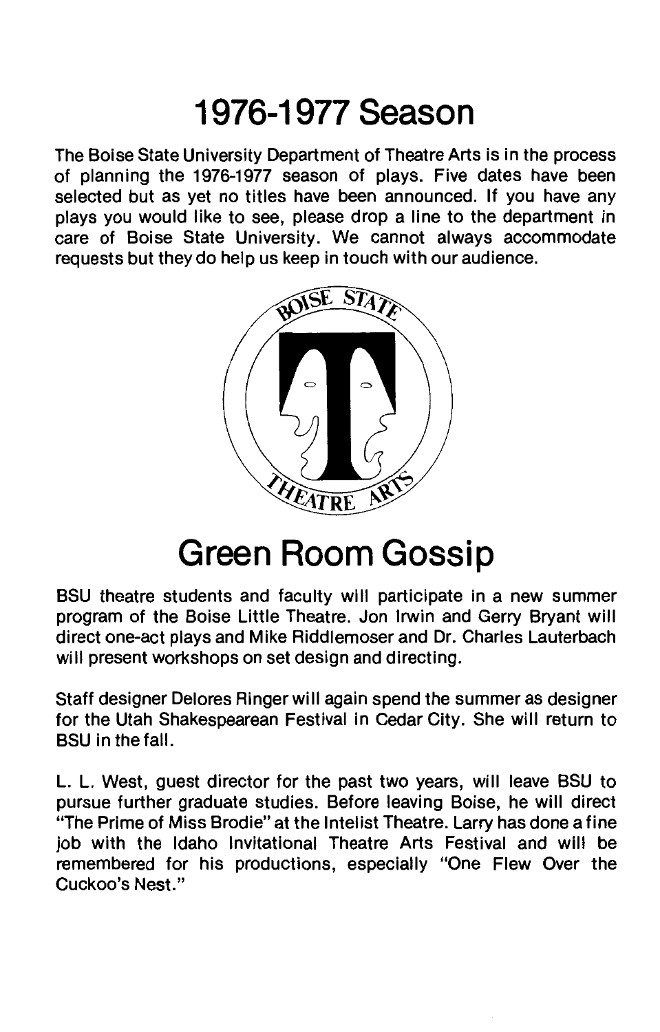# 1976-1977 Season

The Boise State University Department of Theatre Arts is in the process of planning the 1976-1977 season of plays. Five dates have been selected but as yet no titles have been announced. If you have any plays you would like to see, please drop a line to the department in care of Boise State University. We cannot always accommodate requests but they do help us keep in touch with our audience.

BOISE STATE THEATRE ARTS

# Green Room Gossip

BSU theatre students and faculty will participate in a new summer program of the Boise Little Theatre. Jon Irwin and Gerry Bryant will direct one-act plays and Mike Riddlemoser and Dr. Charles Lauterbach will present workshops on set design and directing.

Staff designer Delores Ringer will again spend the summer as designer for the Utah Shakespearean Festival in Cedar City. She will return to BSU in the fall.

L. L. West, guest director for the past two years, will leave BSU to pursue further graduate studies. Before leaving Boise, he will direct "The Prime of Miss Brodie" at the Intelist Theatre. Larry has done a fine job with the Idaho Invitational Theatre Arts Festival and will be remembered for his productions, especially "One Flew Over the Cuckoo's Nest."